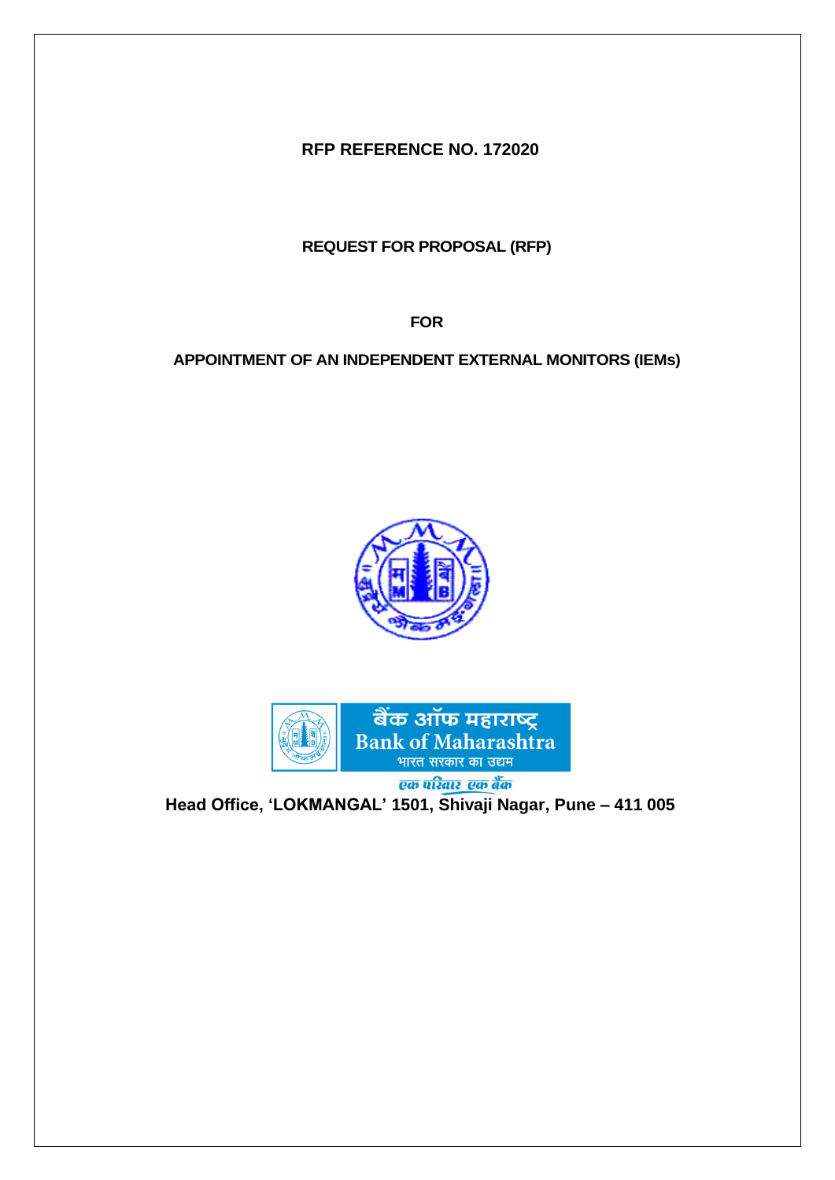**RFP REFERENCE NO. 172020**

**REQUEST FOR PROPOSAL (RFP)**

**FOR**

**APPOINTMENT OF AN INDEPENDENT EXTERNAL MONITORS (IEMs)**

बैंक ऑफ महाराष्ट्र
Bank of Maharashtra
भारत सरकार का उद्यम

एक परिवार एक बैंक

**Head Office, 'LOKMANGAL' 1501, Shivaji Nagar, Pune – 411 005**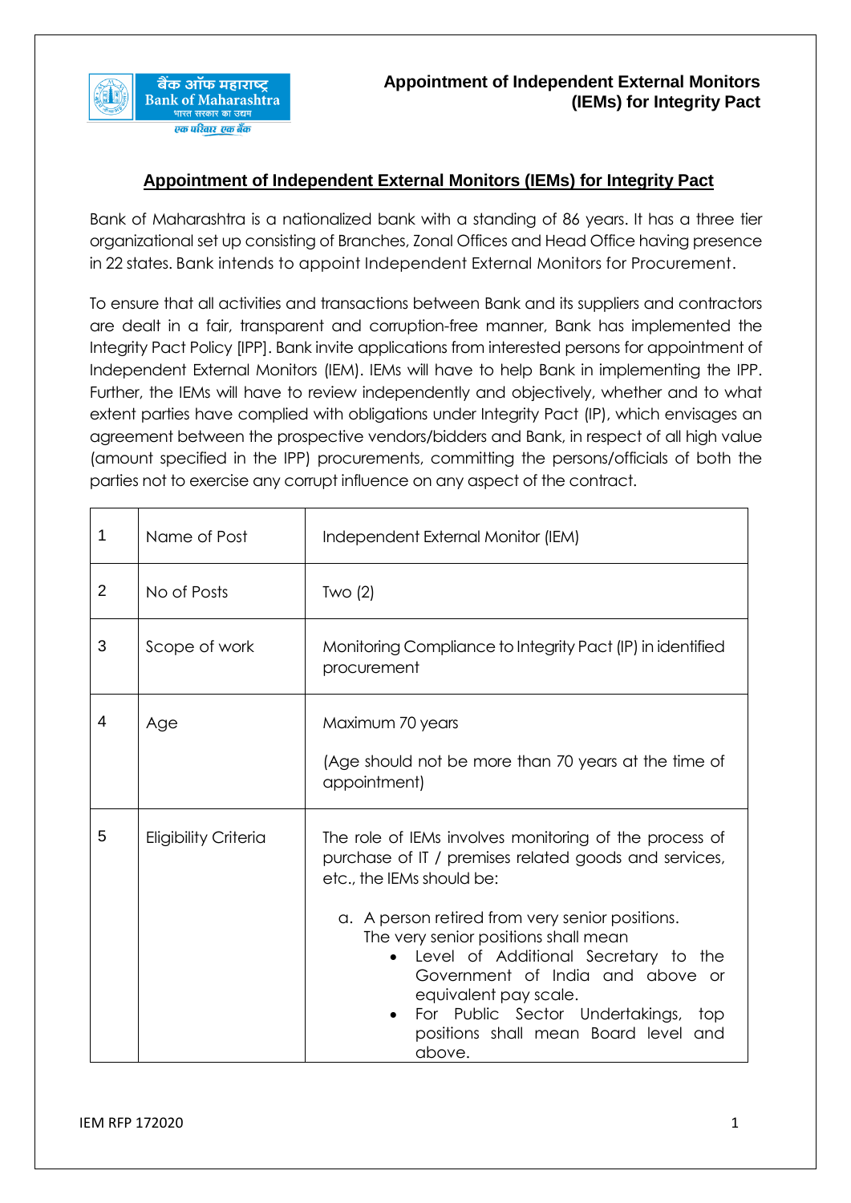## Appointment of Independent External Monitors (IEMs) for Integrity Pact

Bank of Maharashtra is a nationalized bank with a standing of 86 years. It has a three tier organizational set up consisting of Branches, Zonal Offices and Head Office having presence in 22 states. Bank intends to appoint Independent External Monitors for Procurement.

To ensure that all activities and transactions between Bank and its suppliers and contractors are dealt in a fair, transparent and corruption-free manner, Bank has implemented the Integrity Pact Policy [IPP]. Bank invite applications from interested persons for appointment of Independent External Monitors (IEM). IEMs will have to help Bank in implementing the IPP. Further, the IEMs will have to review independently and objectively, whether and to what extent parties have complied with obligations under Integrity Pact (IP), which envisages an agreement between the prospective vendors/bidders and Bank, in respect of all high value (amount specified in the IPP) procurements, committing the persons/officials of both the parties not to exercise any corrupt influence on any aspect of the contract.

| | | |
|---|---|---|
| 1 | Name of Post | Independent External Monitor (IEM) |
| 2 | No of Posts | Two (2) |
| 3 | Scope of work | Monitoring Compliance to Integrity Pact (IP) in identified procurement |
| 4 | Age | Maximum 70 years<br><br>(Age should not be more than 70 years at the time of appointment) |
| 5 | Eligibility Criteria | The role of IEMs involves monitoring of the process of purchase of IT / premises related goods and services, etc., the IEMs should be:<br><br>a. A person retired from very senior positions. The very senior positions shall mean<br>• Level of Additional Secretary to the Government of India and above or equivalent pay scale.<br>• For Public Sector Undertakings, top positions shall mean Board level and above. |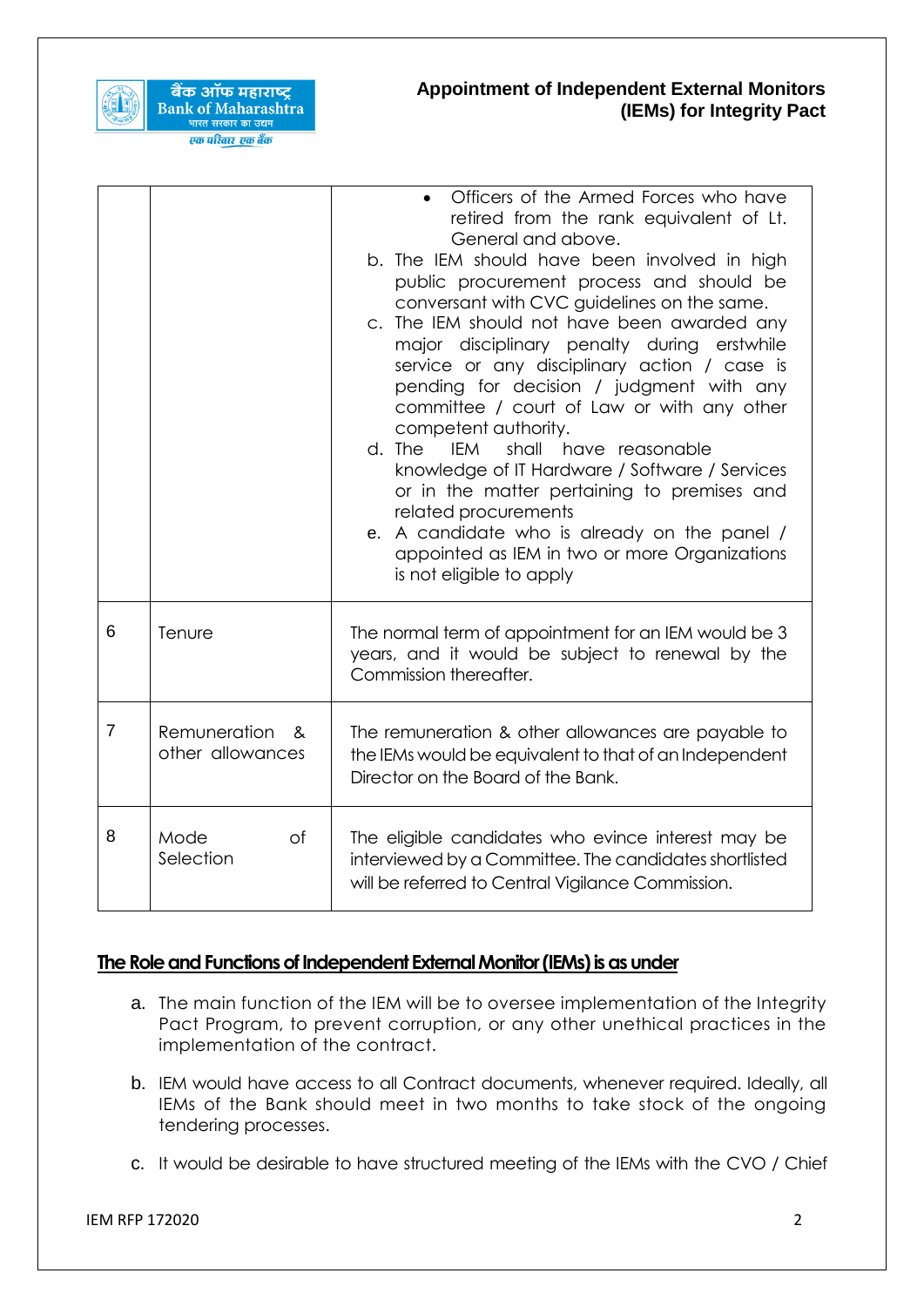| | | |
|---|---|---|
| | | • Officers of the Armed Forces who have retired from the rank equivalent of Lt. General and above.<br>b. The IEM should have been involved in high public procurement process and should be conversant with CVC guidelines on the same.<br>c. The IEM should not have been awarded any major disciplinary penalty during erstwhile service or any disciplinary action / case is pending for decision / judgment with any committee / court of Law or with any other competent authority.<br>d. The IEM shall have reasonable knowledge of IT Hardware / Software / Services or in the matter pertaining to premises and related procurements<br>e. A candidate who is already on the panel / appointed as IEM in two or more Organizations is not eligible to apply |
| 6 | Tenure | The normal term of appointment for an IEM would be 3 years, and it would be subject to renewal by the Commission thereafter. |
| 7 | Remuneration & other allowances | The remuneration & other allowances are payable to the IEMs would be equivalent to that of an Independent Director on the Board of the Bank. |
| 8 | Mode of Selection | The eligible candidates who evince interest may be interviewed by a Committee. The candidates shortlisted will be referred to Central Vigilance Commission. |

## The Role and Functions of Independent External Monitor (IEMs) is as under

a. The main function of the IEM will be to oversee implementation of the Integrity Pact Program, to prevent corruption, or any other unethical practices in the implementation of the contract.

b. IEM would have access to all Contract documents, whenever required. Ideally, all IEMs of the Bank should meet in two months to take stock of the ongoing tendering processes.

c. It would be desirable to have structured meeting of the IEMs with the CVO / Chief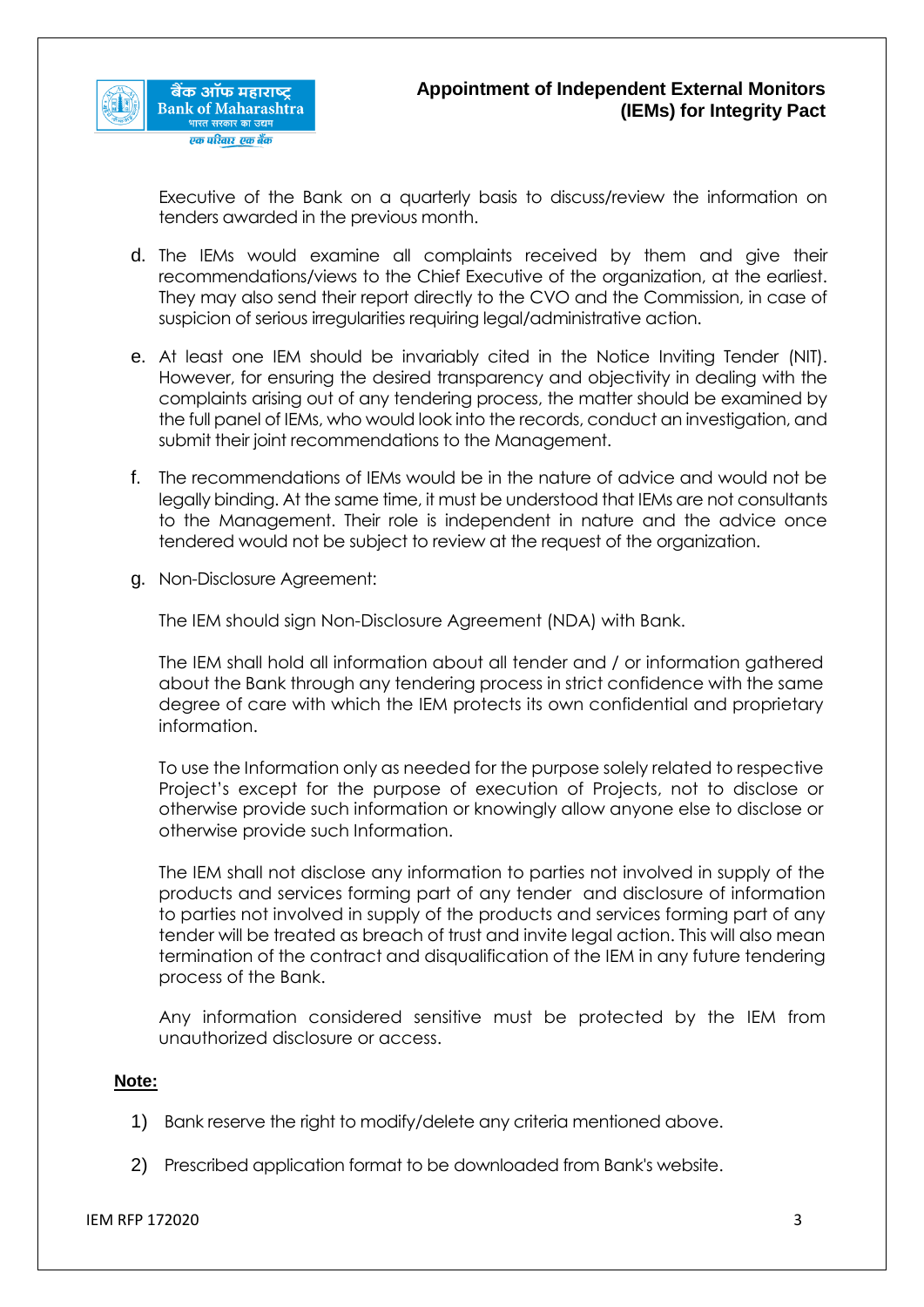Executive of the Bank on a quarterly basis to discuss/review the information on tenders awarded in the previous month.

d. The IEMs would examine all complaints received by them and give their recommendations/views to the Chief Executive of the organization, at the earliest. They may also send their report directly to the CVO and the Commission, in case of suspicion of serious irregularities requiring legal/administrative action.

e. At least one IEM should be invariably cited in the Notice Inviting Tender (NIT). However, for ensuring the desired transparency and objectivity in dealing with the complaints arising out of any tendering process, the matter should be examined by the full panel of IEMs, who would look into the records, conduct an investigation, and submit their joint recommendations to the Management.

f. The recommendations of IEMs would be in the nature of advice and would not be legally binding. At the same time, it must be understood that IEMs are not consultants to the Management. Their role is independent in nature and the advice once tendered would not be subject to review at the request of the organization.

g. Non-Disclosure Agreement:

   The IEM should sign Non-Disclosure Agreement (NDA) with Bank.

   The IEM shall hold all information about all tender and / or information gathered about the Bank through any tendering process in strict confidence with the same degree of care with which the IEM protects its own confidential and proprietary information.

   To use the Information only as needed for the purpose solely related to respective Project's except for the purpose of execution of Projects, not to disclose or otherwise provide such information or knowingly allow anyone else to disclose or otherwise provide such Information.

   The IEM shall not disclose any information to parties not involved in supply of the products and services forming part of any tender and disclosure of information to parties not involved in supply of the products and services forming part of any tender will be treated as breach of trust and invite legal action. This will also mean termination of the contract and disqualification of the IEM in any future tendering process of the Bank.

   Any information considered sensitive must be protected by the IEM from unauthorized disclosure or access.

**Note:**

1) Bank reserve the right to modify/delete any criteria mentioned above.
2) Prescribed application format to be downloaded from Bank's website.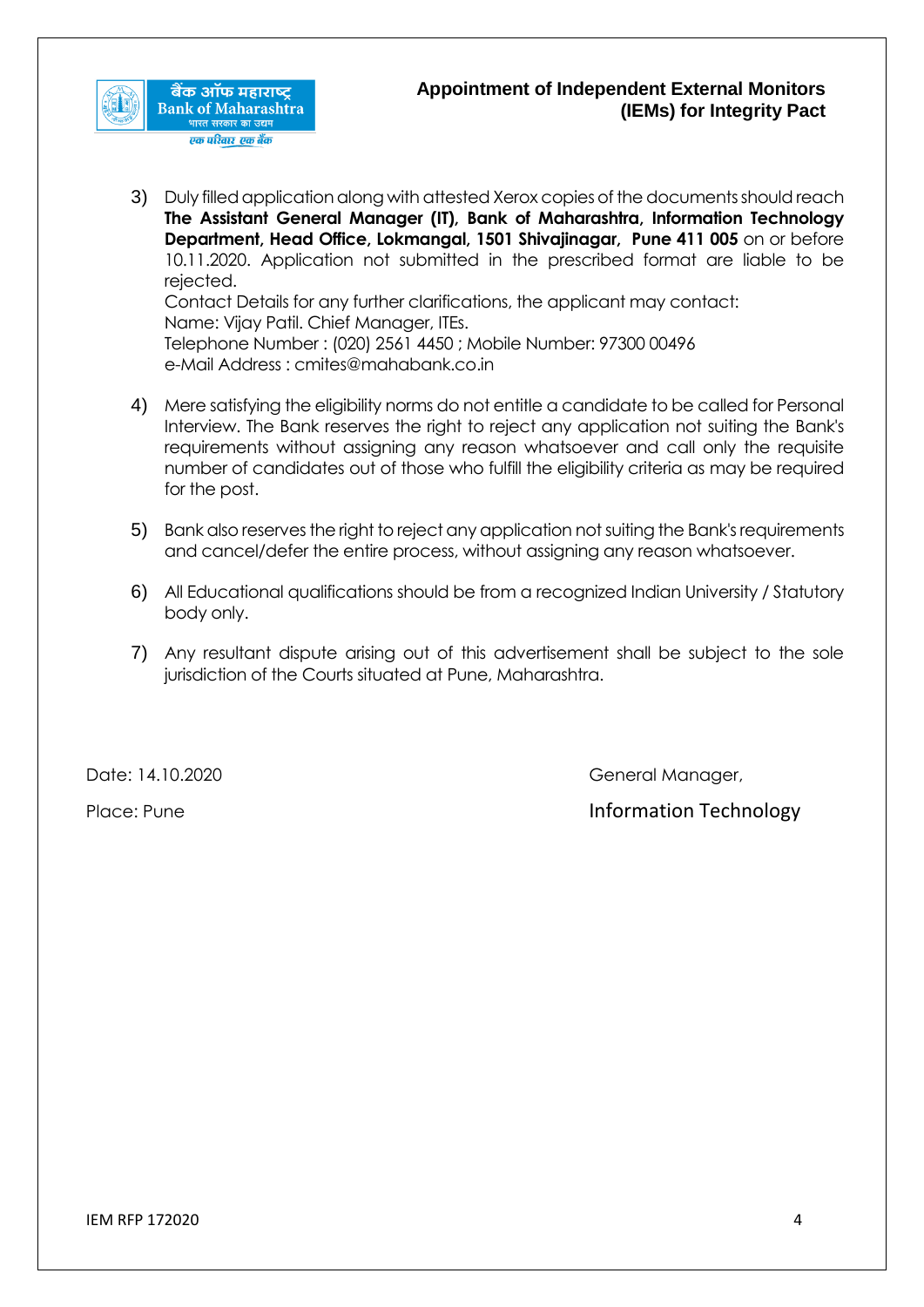3) Duly filled application along with attested Xerox copies of the documents should reach **The Assistant General Manager (IT), Bank of Maharashtra, Information Technology Department, Head Office, Lokmangal, 1501 Shivajinagar, Pune 411 005** on or before 10.11.2020. Application not submitted in the prescribed format are liable to be rejected.
   Contact Details for any further clarifications, the applicant may contact:
   Name: Vijay Patil. Chief Manager, ITEs.
   Telephone Number : (020) 2561 4450 ; Mobile Number: 97300 00496
   e-Mail Address : cmites@mahabank.co.in

4) Mere satisfying the eligibility norms do not entitle a candidate to be called for Personal Interview. The Bank reserves the right to reject any application not suiting the Bank's requirements without assigning any reason whatsoever and call only the requisite number of candidates out of those who fulfill the eligibility criteria as may be required for the post.

5) Bank also reserves the right to reject any application not suiting the Bank's requirements and cancel/defer the entire process, without assigning any reason whatsoever.

6) All Educational qualifications should be from a recognized Indian University / Statutory body only.

7) Any resultant dispute arising out of this advertisement shall be subject to the sole jurisdiction of the Courts situated at Pune, Maharashtra.

Date: 14.10.2020

Place: Pune

General Manager,

Information Technology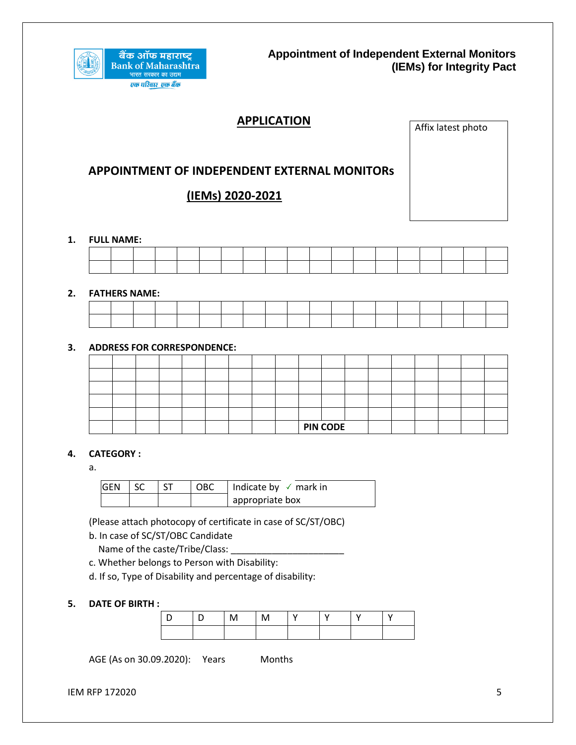Appointment of Independent External Monitors (IEMs) for Integrity Pact

# APPLICATION

Affix latest photo

## APPOINTMENT OF INDEPENDENT EXTERNAL MONITORs

## (IEMs) 2020-2021

**1. FULL NAME:**

| | | | | | | | | | | | | | | | | | | |
|---|---|---|---|---|---|---|---|---|---|---|---|---|---|---|---|---|---|---|
| | | | | | | | | | | | | | | | | | | |

**2. FATHERS NAME:**

| | | | | | | | | | | | | | | | | | | |
|---|---|---|---|---|---|---|---|---|---|---|---|---|---|---|---|---|---|---|
| | | | | | | | | | | | | | | | | | | |

**3. ADDRESS FOR CORRESPONDENCE:**

| | | | | | | | | | | | | | | | | | |
|---|---|---|---|---|---|---|---|---|---|---|---|---|---|---|---|---|---|
| | | | | | | | | | | | | | | | | | |
| | | | | | | | | | | | | | | | | | |
| | | | | | | | | | | | | | | | | | |
| | | | | | | | | | | | | | | | | | |
| | | | | | | | | | **PIN CODE** | | | | | | | | |

**4. CATEGORY :**

a.

| GEN | SC | ST | OBC | Indicate by ✓ mark in appropriate box |
|---|---|---|---|---|
| | | | | |

(Please attach photocopy of certificate in case of SC/ST/OBC)

b. In case of SC/ST/OBC Candidate
Name of the caste/Tribe/Class: ______________________

c. Whether belongs to Person with Disability:

d. If so, Type of Disability and percentage of disability:

**5. DATE OF BIRTH :**

| D | D | M | M | Y | Y | Y | Y |
|---|---|---|---|---|---|---|---|
| | | | | | | | |

AGE (As on 30.09.2020): Years Months

IEM RFP 172020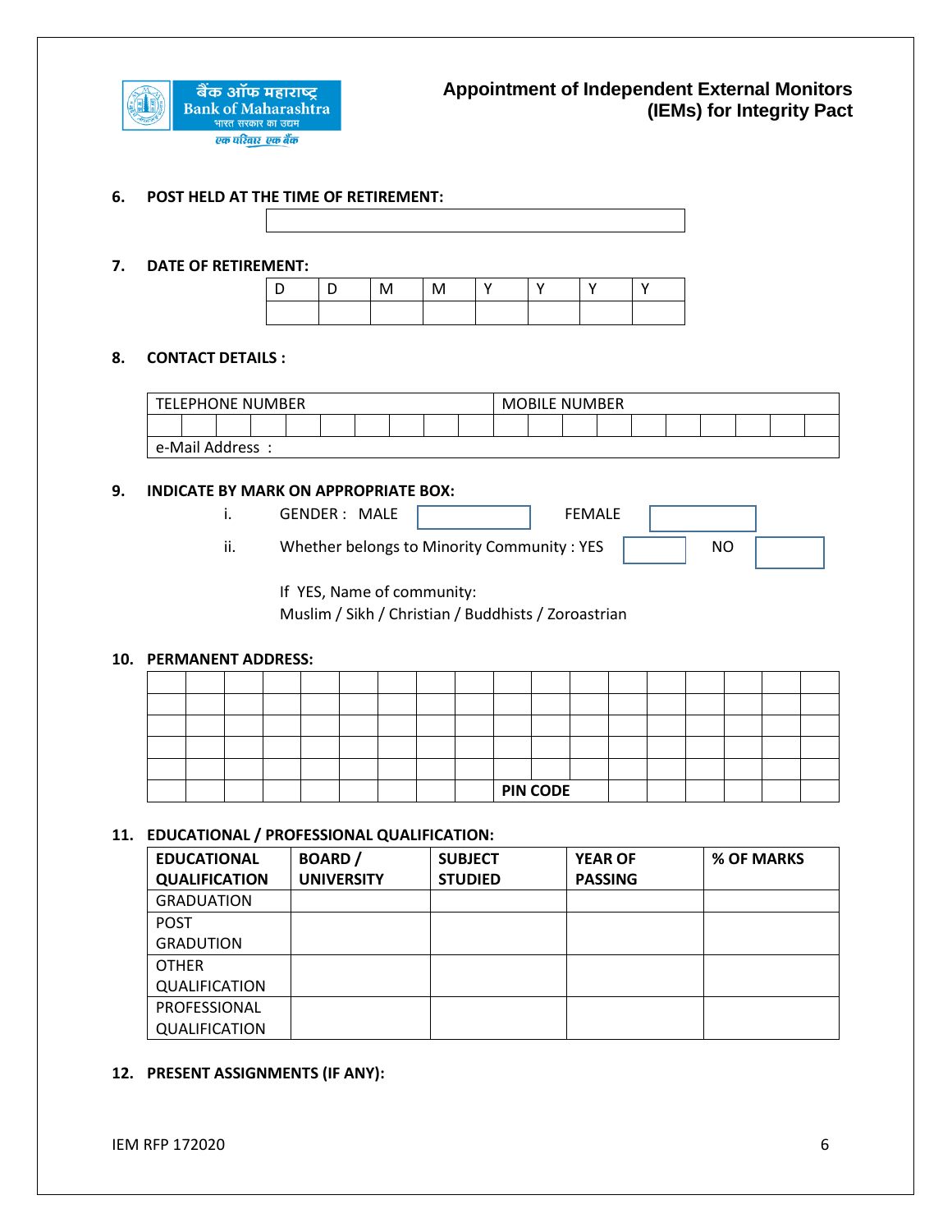**6. POST HELD AT THE TIME OF RETIREMENT:**

| |
|---|
| |

**7. DATE OF RETIREMENT:**

| D | D | M | M | Y | Y | Y | Y |
|---|---|---|---|---|---|---|---|
| | | | | | | | |

**8. CONTACT DETAILS :**

| TELEPHONE NUMBER | | | | | | | | | | MOBILE NUMBER | | | | | | | | | |
|---|---|---|---|---|---|---|---|---|---|---|---|---|---|---|---|---|---|---|---|
| | | | | | | | | | | | | | | | | | | | |
| e-Mail Address : | | | | | | | | | | | | | | | | | | | |

**9. INDICATE BY MARK ON APPROPRIATE BOX:**

i. GENDER : MALE ☐ FEMALE ☐

ii. Whether belongs to Minority Community : YES ☐ NO ☐

If YES, Name of community:
Muslim / Sikh / Christian / Buddhists / Zoroastrian

**10. PERMANENT ADDRESS:**

| | | | | | | | | | | | | | | | | | |
|---|---|---|---|---|---|---|---|---|---|---|---|---|---|---|---|---|---|
| | | | | | | | | | | | | | | | | | |
| | | | | | | | | | | | | | | | | | |
| | | | | | | | | | | | | | | | | | |
| | | | | | | | | | | | | | | | | | |
| | | | | | | | | | **PIN CODE** | | | | | | | | |

**11. EDUCATIONAL / PROFESSIONAL QUALIFICATION:**

| **EDUCATIONAL QUALIFICATION** | **BOARD / UNIVERSITY** | **SUBJECT STUDIED** | **YEAR OF PASSING** | **% OF MARKS** |
|---|---|---|---|---|
| GRADUATION | | | | |
| POST GRADUTION | | | | |
| OTHER QUALIFICATION | | | | |
| PROFESSIONAL QUALIFICATION | | | | |

**12. PRESENT ASSIGNMENTS (IF ANY):**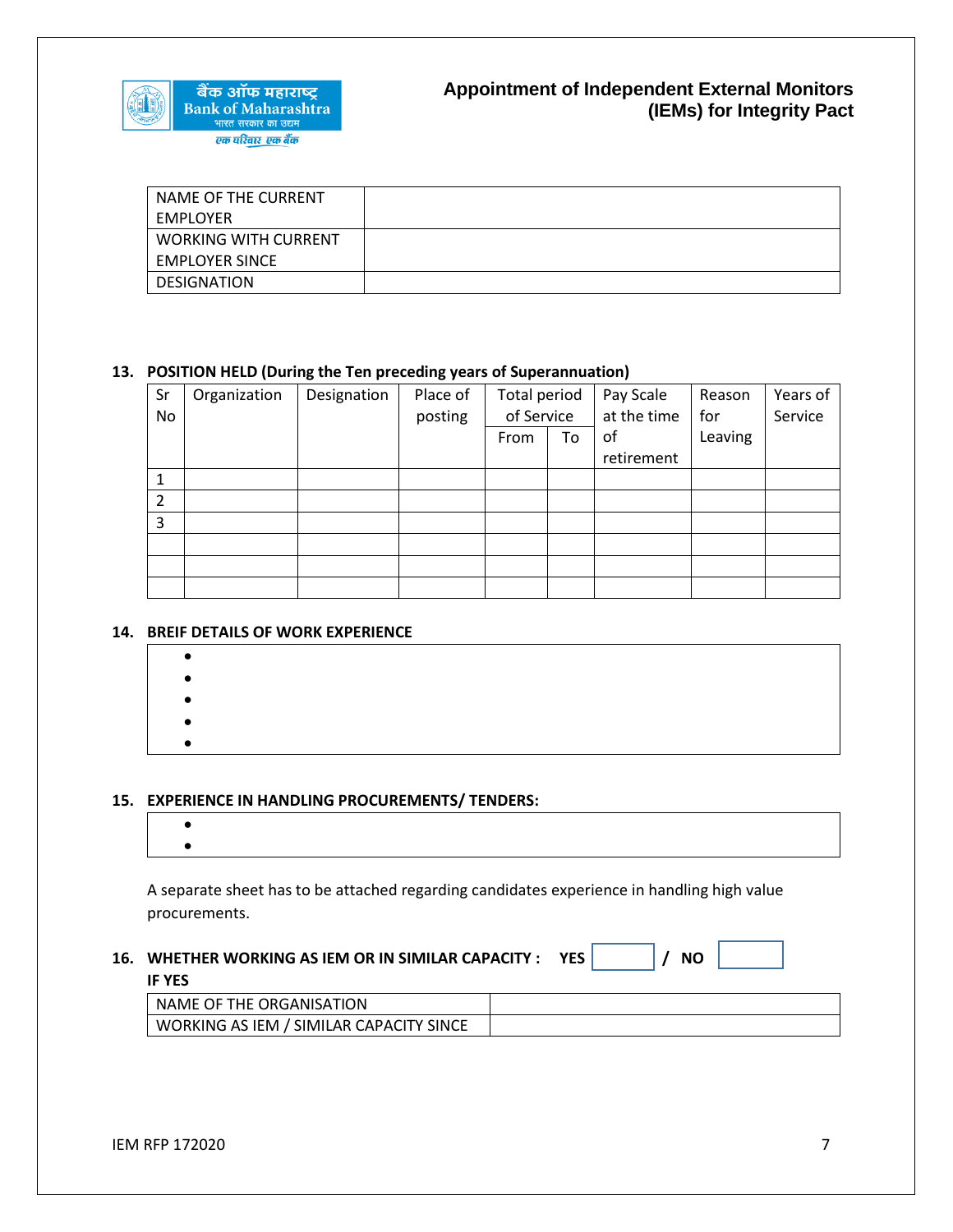| NAME OF THE CURRENT EMPLOYER | |
|---|---|
| WORKING WITH CURRENT EMPLOYER SINCE | |
| DESIGNATION | |

**13. POSITION HELD (During the Ten preceding years of Superannuation)**

| Sr No | Organization | Designation | Place of posting | Total period of Service | | Pay Scale at the time of retirement | Reason for Leaving | Years of Service |
|---|---|---|---|---|---|---|---|---|
| | | | | From | To | | | |
| 1 | | | | | | | | |
| 2 | | | | | | | | |
| 3 | | | | | | | | |
| | | | | | | | | |
| | | | | | | | | |
| | | | | | | | | |

**14. BREIF DETAILS OF WORK EXPERIENCE**

- 
- 
- 
- 
- 

**15. EXPERIENCE IN HANDLING PROCUREMENTS/ TENDERS:**

- 
- 

A separate sheet has to be attached regarding candidates experience in handling high value procurements.

**16. WHETHER WORKING AS IEM OR IN SIMILAR CAPACITY : YES ☐ / NO ☐**

**IF YES**

| NAME OF THE ORGANISATION | |
|---|---|
| WORKING AS IEM / SIMILAR CAPACITY SINCE | |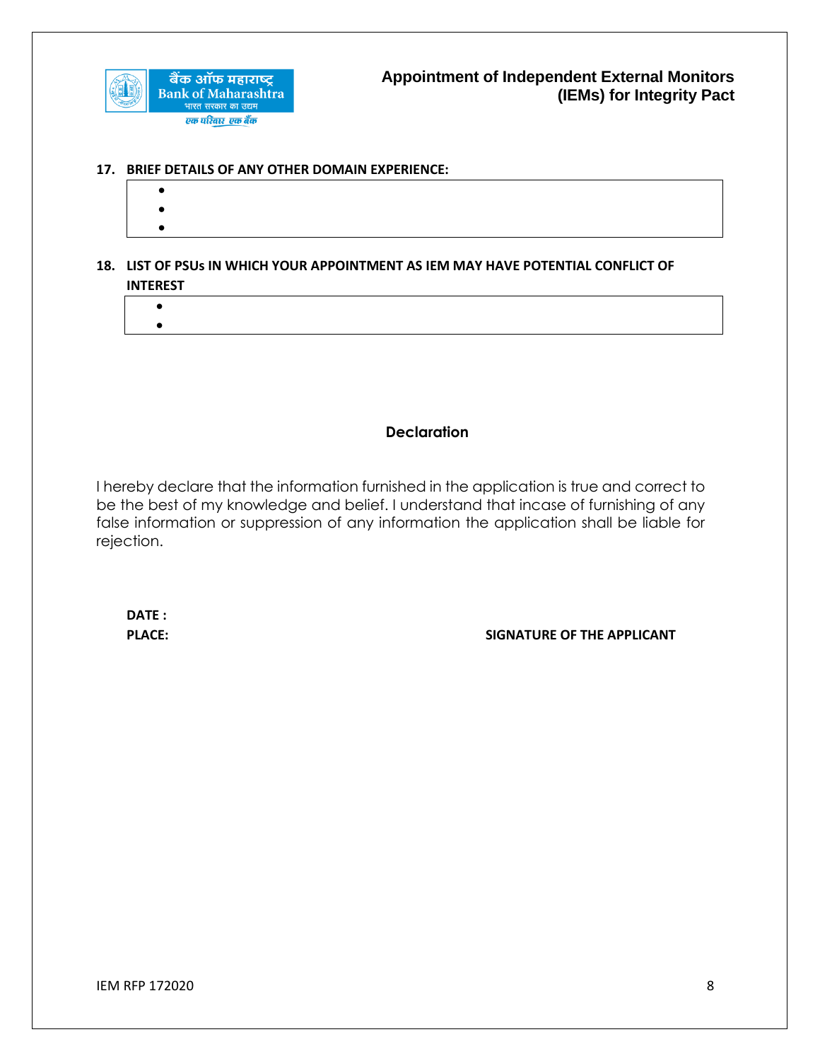**17. BRIEF DETAILS OF ANY OTHER DOMAIN EXPERIENCE:**

| |
|---|
| • <br> • <br> • |

**18. LIST OF PSUs IN WHICH YOUR APPOINTMENT AS IEM MAY HAVE POTENTIAL CONFLICT OF INTEREST**

| |
|---|
| • <br> • |

## Declaration

I hereby declare that the information furnished in the application is true and correct to be the best of my knowledge and belief. I understand that incase of furnishing of any false information or suppression of any information the application shall be liable for rejection.

**DATE :**

**PLACE:** **SIGNATURE OF THE APPLICANT**